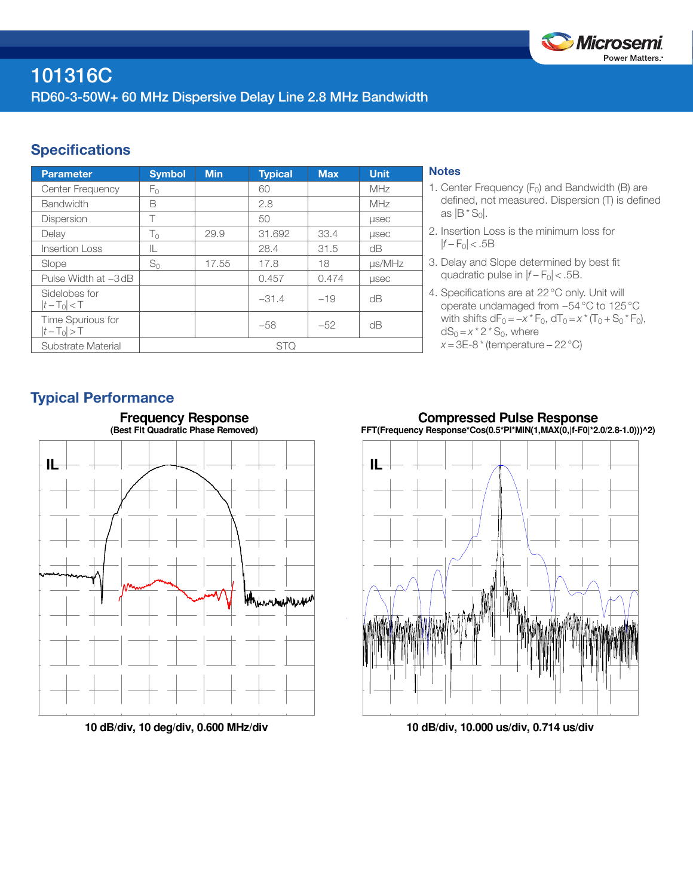# 101316C

RD60-3-50W+ 60 MHz Dispersive Delay Line 2.8 MHz Bandwidth

## Specifications

| Parameter | Symbol | Min | Typical | Max | Unit |
|---|---|---|---|---|---|
| Center Frequency | $F_0$ | | 60 | | MHz |
| Bandwidth | B | | 2.8 | | MHz |
| Dispersion | T | | 50 | | µsec |
| Delay | $T_0$ | 29.9 | 31.692 | 33.4 | µsec |
| Insertion Loss | IL | | 28.4 | 31.5 | dB |
| Slope | $S_0$ | 17.55 | 17.8 | 18 | µs/MHz |
| Pulse Width at −3 dB | | | 0.457 | 0.474 | µsec |
| Sidelobes for $\lvert t-T_0\rvert < T$ | | | −31.4 | −19 | dB |
| Time Spurious for $\lvert t-T_0\rvert > T$ | | | −58 | −52 | dB |
| Substrate Material | STQ | | | | |

### Notes

1. Center Frequency ($F_0$) and Bandwidth (B) are defined, not measured. Dispersion (T) is defined as $|B * S_0|$.
2. Insertion Loss is the minimum loss for $|f - F_0| < .5B$
3. Delay and Slope determined by best fit quadratic pulse in $|f - F_0| < .5B$.
4. Specifications are at 22 °C only. Unit will operate undamaged from −54 °C to 125 °C with shifts $dF_0 = -x * F_0$, $dT_0 = x * (T_0 + S_0 * F_0)$, $dS_0 = x * 2 * S_0$, where $x = 3\text{E-}8 * (\text{temperature} - 22\,°\text{C})$

## Typical Performance

**Frequency Response**
(Best Fit Quadratic Phase Removed)

10 dB/div, 10 deg/div, 0.600 MHz/div

**Compressed Pulse Response**
FFT(Frequency Response*Cos(0.5*PI*MIN(1,MAX(0,|f-F0|*2.0/2.8-1.0)))^2)

10 dB/div, 10.000 us/div, 0.714 us/div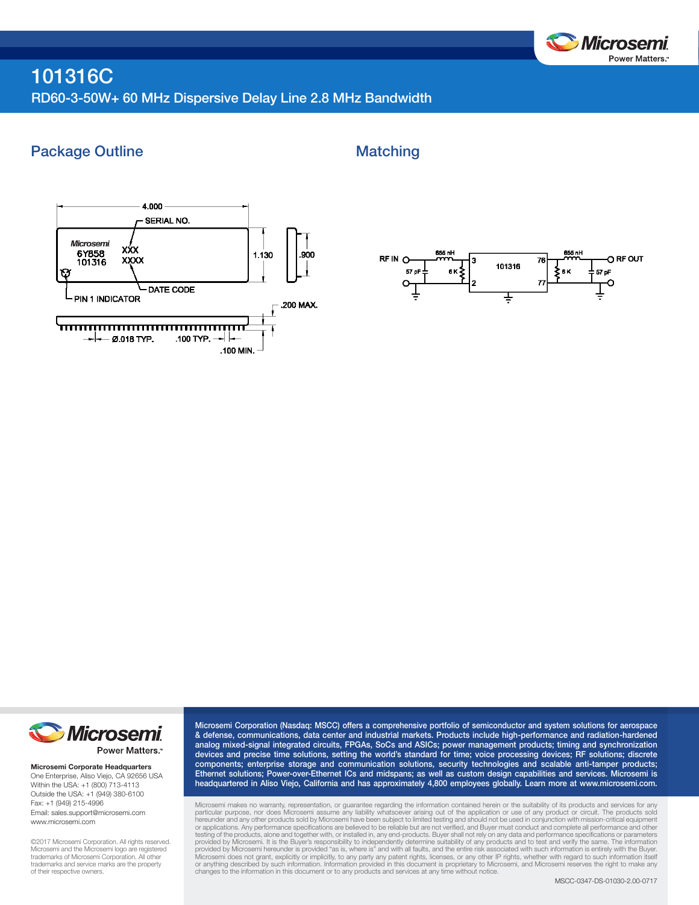# 101316C

RD60-3-50W+ 60 MHz Dispersive Delay Line 2.8 MHz Bandwidth

## Package Outline

4.000

SERIAL NO.

Microsemi
6Y858
101316

XXX
XXXX

1.130

.900

DATE CODE

PIN 1 INDICATOR

.200 MAX.

Ø.018 TYP.

.100 TYP.

.100 MIN.

## Matching

RF IN

655 nH

57 pF

6 K

3

2

101316

76

77

655 nH

6 K

57 pF

RF OUT

**Microsemi Corporate Headquarters**
One Enterprise, Aliso Viejo, CA 92656 USA
Within the USA: +1 (800) 713-4113
Outside the USA: +1 (949) 380-6100
Fax: +1 (949) 215-4996
Email: sales.support@microsemi.com
www.microsemi.com

©2017 Microsemi Corporation. All rights reserved. Microsemi and the Microsemi logo are registered trademarks of Microsemi Corporation. All other trademarks and service marks are the property of their respective owners.

Microsemi Corporation (Nasdaq: MSCC) offers a comprehensive portfolio of semiconductor and system solutions for aerospace & defense, communications, data center and industrial markets. Products include high-performance and radiation-hardened analog mixed-signal integrated circuits, FPGAs, SoCs and ASICs; power management products; timing and synchronization devices and precise time solutions, setting the world's standard for time; voice processing devices; RF solutions; discrete components; enterprise storage and communication solutions, security technologies and scalable anti-tamper products; Ethernet solutions; Power-over-Ethernet ICs and midspans; as well as custom design capabilities and services. Microsemi is headquartered in Aliso Viejo, California and has approximately 4,800 employees globally. Learn more at www.microsemi.com.

Microsemi makes no warranty, representation, or guarantee regarding the information contained herein or the suitability of its products and services for any particular purpose, nor does Microsemi assume any liability whatsoever arising out of the application or use of any product or circuit. The products sold hereunder and any other products sold by Microsemi have been subject to limited testing and should not be used in conjunction with mission-critical equipment or applications. Any performance specifications are believed to be reliable but are not verified, and Buyer must conduct and complete all performance and other testing of the products, alone and together with, or installed in, any end-products. Buyer shall not rely on any data and performance specifications or parameters provided by Microsemi. It is the Buyer's responsibility to independently determine suitability of any products and to test and verify the same. The information provided by Microsemi hereunder is provided "as is, where is" and with all faults, and the entire risk associated with such information is entirely with the Buyer. Microsemi does not grant, explicitly or implicitly, to any party any patent rights, licenses, or any other IP rights, whether with regard to such information itself or anything described by such information. Information provided in this document is proprietary to Microsemi, and Microsemi reserves the right to make any changes to the information in this document or to any products and services at any time without notice.

MSCC-0347-DS-01030-2.00-0717